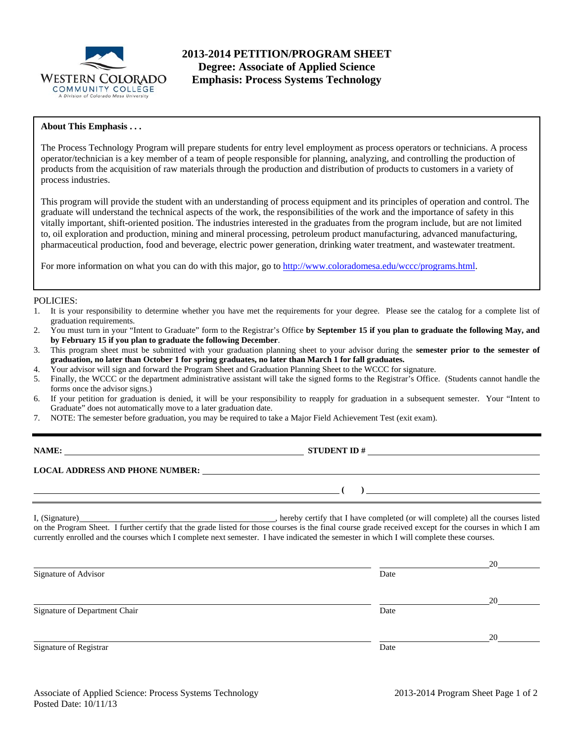# 2013-2014 PETITION/PROGRAM SHEET
## Degree: Associate of Applied Science
## Emphasis: Process Systems Technology

**About This Emphasis . . .**

The Process Technology Program will prepare students for entry level employment as process operators or technicians. A process operator/technician is a key member of a team of people responsible for planning, analyzing, and controlling the production of products from the acquisition of raw materials through the production and distribution of products to customers in a variety of process industries.

This program will provide the student with an understanding of process equipment and its principles of operation and control. The graduate will understand the technical aspects of the work, the responsibilities of the work and the importance of safety in this vitally important, shift-oriented position. The industries interested in the graduates from the program include, but are not limited to, oil exploration and production, mining and mineral processing, petroleum product manufacturing, advanced manufacturing, pharmaceutical production, food and beverage, electric power generation, drinking water treatment, and wastewater treatment.

For more information on what you can do with this major, go to http://www.coloradomesa.edu/wccc/programs.html.

POLICIES:

1. It is your responsibility to determine whether you have met the requirements for your degree. Please see the catalog for a complete list of graduation requirements.
2. You must turn in your "Intent to Graduate" form to the Registrar's Office **by September 15 if you plan to graduate the following May, and by February 15 if you plan to graduate the following December**.
3. This program sheet must be submitted with your graduation planning sheet to your advisor during the **semester prior to the semester of graduation, no later than October 1 for spring graduates, no later than March 1 for fall graduates.**
4. Your advisor will sign and forward the Program Sheet and Graduation Planning Sheet to the WCCC for signature.
5. Finally, the WCCC or the department administrative assistant will take the signed forms to the Registrar's Office. (Students cannot handle the forms once the advisor signs.)
6. If your petition for graduation is denied, it will be your responsibility to reapply for graduation in a subsequent semester. Your "Intent to Graduate" does not automatically move to a later graduation date.
7. NOTE: The semester before graduation, you may be required to take a Major Field Achievement Test (exit exam).

**NAME:** ______________________ **STUDENT ID #** ______________________

**LOCAL ADDRESS AND PHONE NUMBER:** ______________________

______________________ **( )** ______________________

I, (Signature)______________________, hereby certify that I have completed (or will complete) all the courses listed on the Program Sheet. I further certify that the grade listed for those courses is the final course grade received except for the courses in which I am currently enrolled and the courses which I complete next semester. I have indicated the semester in which I will complete these courses.

______________________ Signature of Advisor — Date ______________ 20____

______________________ Signature of Department Chair — Date ______________ 20____

______________________ Signature of Registrar — Date ______________ 20____

Associate of Applied Science: Process Systems Technology
Posted Date: 10/11/13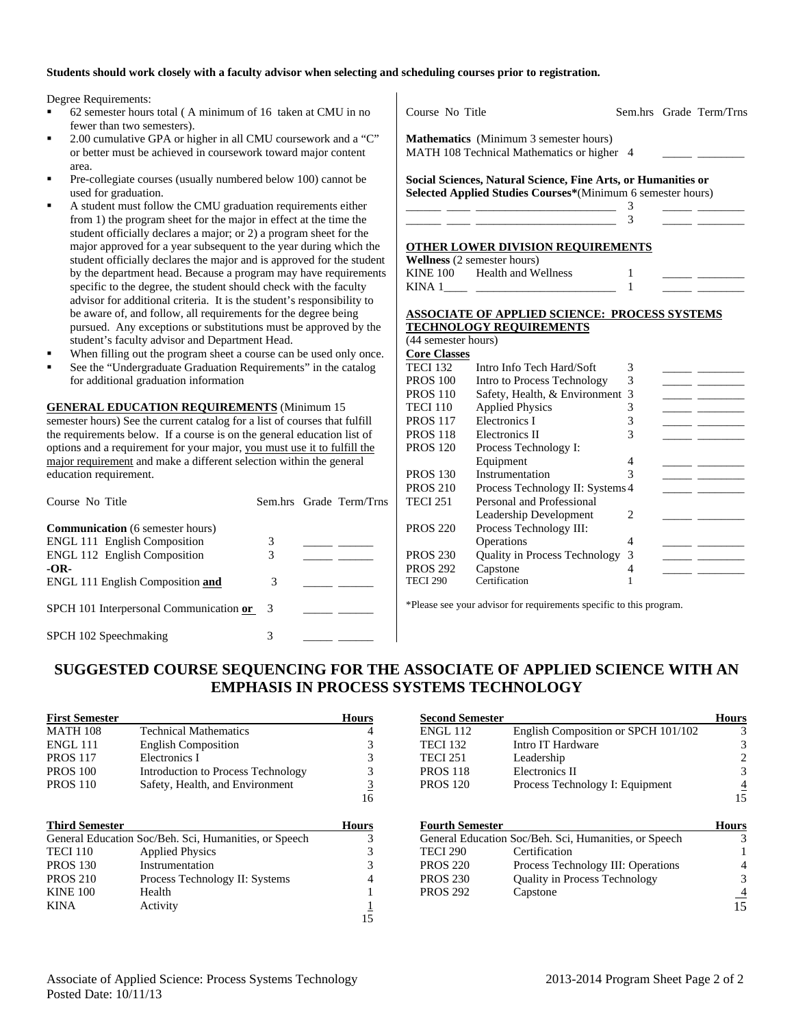**Students should work closely with a faculty advisor when selecting and scheduling courses prior to registration.**

Degree Requirements:

- 62 semester hours total ( A minimum of 16 taken at CMU in no fewer than two semesters).
- 2.00 cumulative GPA or higher in all CMU coursework and a "C" or better must be achieved in coursework toward major content area.
- Pre-collegiate courses (usually numbered below 100) cannot be used for graduation.
- A student must follow the CMU graduation requirements either from 1) the program sheet for the major in effect at the time the student officially declares a major; or 2) a program sheet for the major approved for a year subsequent to the year during which the student officially declares the major and is approved for the student by the department head. Because a program may have requirements specific to the degree, the student should check with the faculty advisor for additional criteria. It is the student's responsibility to be aware of, and follow, all requirements for the degree being pursued. Any exceptions or substitutions must be approved by the student's faculty advisor and Department Head.
- When filling out the program sheet a course can be used only once.
- See the "Undergraduate Graduation Requirements" in the catalog for additional graduation information

**GENERAL EDUCATION REQUIREMENTS** (Minimum 15 semester hours) See the current catalog for a list of courses that fulfill the requirements below. If a course is on the general education list of options and a requirement for your major, you must use it to fulfill the major requirement and make a different selection within the general education requirement.

| Course No Title | Sem.hrs | Grade | Term/Trns |
|---|---|---|---|
| **Communication** (6 semester hours) | | | |
| ENGL 111 English Composition | 3 | _____ | ______ |
| ENGL 112 English Composition | 3 | _____ | ______ |
| **-OR-** | | | |
| ENGL 111 English Composition **and** | 3 | _____ | ______ |
| SPCH 101 Interpersonal Communication **or** | 3 | _____ | ______ |
| SPCH 102 Speechmaking | 3 | _____ | ______ |

| Course No Title | Sem.hrs | Grade | Term/Trns |
|---|---|---|---|
| **Mathematics** (Minimum 3 semester hours) | | | |
| MATH 108 Technical Mathematics or higher | 4 | _____ | ________ |
| **Social Sciences, Natural Science, Fine Arts, or Humanities or Selected Applied Studies Courses\***(Minimum 6 semester hours) | | | |
| ______ ____ ________________________ | 3 | _____ | ________ |
| ______ ____ ________________________ | 3 | _____ | ________ |

**OTHER LOWER DIVISION REQUIREMENTS**

| | | | | |
|---|---|---|---|---|
| **Wellness** (2 semester hours) | | | | |
| KINE 100 | Health and Wellness | 1 | _____ | ________ |
| KINA 1____ | ________________________ | 1 | _____ | ________ |

**ASSOCIATE OF APPLIED SCIENCE: PROCESS SYSTEMS TECHNOLOGY REQUIREMENTS**
(44 semester hours)

**Core Classes**

| | | | | |
|---|---|---|---|---|
| TECI 132 | Intro Info Tech Hard/Soft | 3 | _____ | ________ |
| PROS 100 | Intro to Process Technology | 3 | _____ | ________ |
| PROS 110 | Safety, Health, & Environment | 3 | _____ | ________ |
| TECI 110 | Applied Physics | 3 | _____ | ________ |
| PROS 117 | Electronics I | 3 | _____ | ________ |
| PROS 118 | Electronics II | 3 | _____ | ________ |
| PROS 120 | Process Technology I: Equipment | 4 | _____ | ________ |
| PROS 130 | Instrumentation | 3 | _____ | ________ |
| PROS 210 | Process Technology II: Systems | 4 | _____ | ________ |
| TECI 251 | Personal and Professional Leadership Development | 2 | _____ | ________ |
| PROS 220 | Process Technology III: Operations | 4 | _____ | ________ |
| PROS 230 | Quality in Process Technology | 3 | _____ | ________ |
| PROS 292 | Capstone | 4 | _____ | ________ |
| TECI 290 | Certification | 1 | | |

\*Please see your advisor for requirements specific to this program.

## SUGGESTED COURSE SEQUENCING FOR THE ASSOCIATE OF APPLIED SCIENCE WITH AN EMPHASIS IN PROCESS SYSTEMS TECHNOLOGY

| First Semester | | Hours |
|---|---|---|
| MATH 108 | Technical Mathematics | 4 |
| ENGL 111 | English Composition | 3 |
| PROS 117 | Electronics I | 3 |
| PROS 100 | Introduction to Process Technology | 3 |
| PROS 110 | Safety, Health, and Environment | 3 |
| | | 16 |

| Second Semester | | Hours |
|---|---|---|
| ENGL 112 | English Composition or SPCH 101/102 | 3 |
| TECI 132 | Intro IT Hardware | 3 |
| TECI 251 | Leadership | 2 |
| PROS 118 | Electronics II | 3 |
| PROS 120 | Process Technology I: Equipment | 4 |
| | | 15 |

| Third Semester | | Hours |
|---|---|---|
| General Education Soc/Beh. Sci, Humanities, or Speech | | 3 |
| TECI 110 | Applied Physics | 3 |
| PROS 130 | Instrumentation | 3 |
| PROS 210 | Process Technology II: Systems | 4 |
| KINE 100 | Health | 1 |
| KINA | Activity | 1 |
| | | 15 |

| Fourth Semester | | Hours |
|---|---|---|
| General Education Soc/Beh. Sci, Humanities, or Speech | | 3 |
| TECI 290 | Certification | 1 |
| PROS 220 | Process Technology III: Operations | 4 |
| PROS 230 | Quality in Process Technology | 3 |
| PROS 292 | Capstone | 4 |
| | | 15 |

Associate of Applied Science: Process Systems Technology
Posted Date: 10/11/13